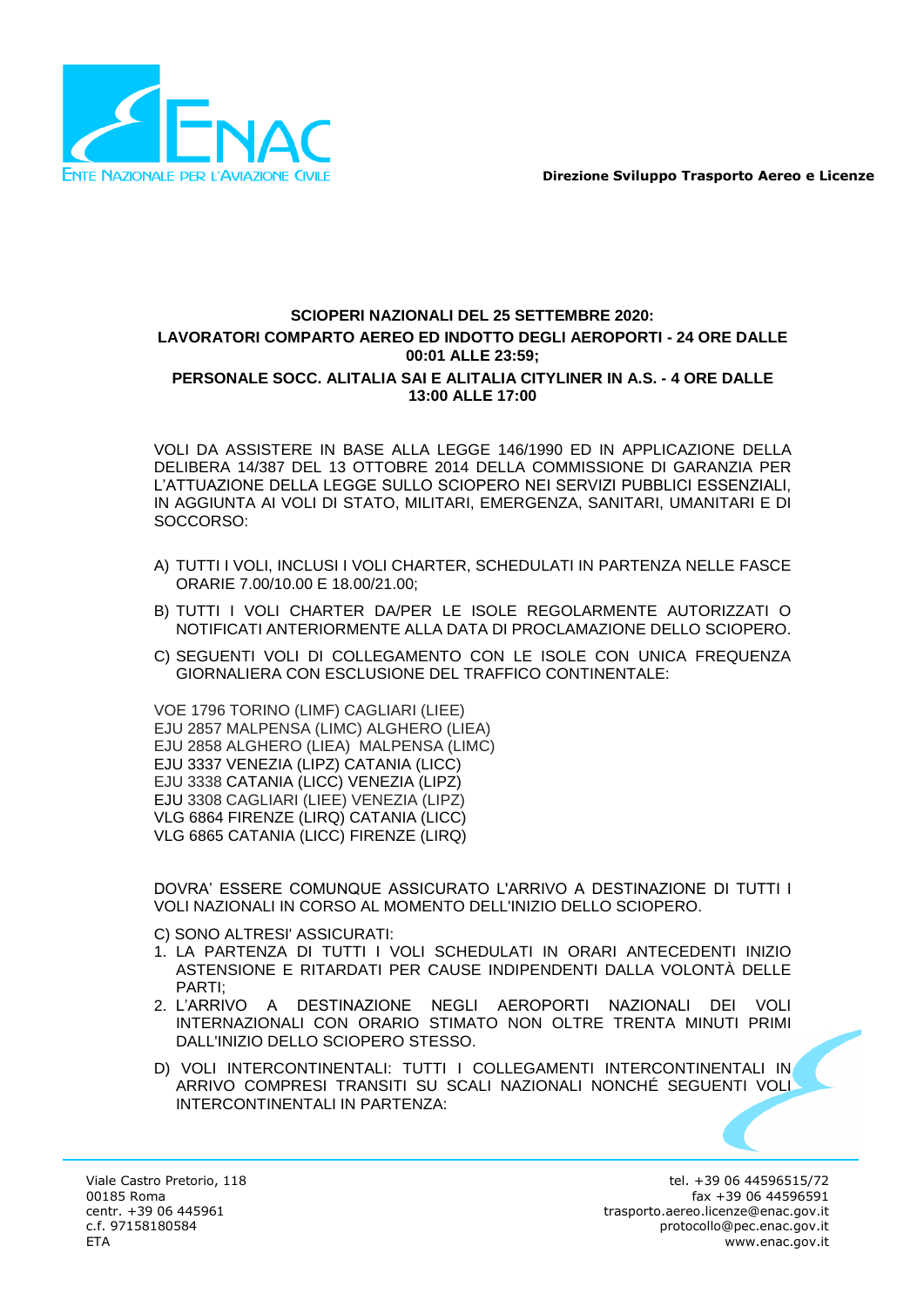Direzione Sviluppo Trasporto Aereo e Licenze

**SCIOPERI NAZIONALI DEL 25 SETTEMBRE 2020:**
**LAVORATORI COMPARTO AEREO ED INDOTTO DEGLI AEROPORTI - 24 ORE DALLE 00:01 ALLE 23:59;**
**PERSONALE SOCC. ALITALIA SAI E ALITALIA CITYLINER IN A.S. - 4 ORE DALLE 13:00 ALLE 17:00**

VOLI DA ASSISTERE IN BASE ALLA LEGGE 146/1990 ED IN APPLICAZIONE DELLA DELIBERA 14/387 DEL 13 OTTOBRE 2014 DELLA COMMISSIONE DI GARANZIA PER L'ATTUAZIONE DELLA LEGGE SULLO SCIOPERO NEI SERVIZI PUBBLICI ESSENZIALI, IN AGGIUNTA AI VOLI DI STATO, MILITARI, EMERGENZA, SANITARI, UMANITARI E DI SOCCORSO:

A) TUTTI I VOLI, INCLUSI I VOLI CHARTER, SCHEDULATI IN PARTENZA NELLE FASCE ORARIE 7.00/10.00 E 18.00/21.00;

B) TUTTI I VOLI CHARTER DA/PER LE ISOLE REGOLARMENTE AUTORIZZATI O NOTIFICATI ANTERIORMENTE ALLA DATA DI PROCLAMAZIONE DELLO SCIOPERO.

C) SEGUENTI VOLI DI COLLEGAMENTO CON LE ISOLE CON UNICA FREQUENZA GIORNALIERA CON ESCLUSIONE DEL TRAFFICO CONTINENTALE:

VOE 1796 TORINO (LIMF) CAGLIARI (LIEE)
EJU 2857 MALPENSA (LIMC) ALGHERO (LIEA)
EJU 2858 ALGHERO (LIEA) MALPENSA (LIMC)
EJU 3337 VENEZIA (LIPZ) CATANIA (LICC)
EJU 3338 CATANIA (LICC) VENEZIA (LIPZ)
EJU 3308 CAGLIARI (LIEE) VENEZIA (LIPZ)
VLG 6864 FIRENZE (LIRQ) CATANIA (LICC)
VLG 6865 CATANIA (LICC) FIRENZE (LIRQ)

DOVRA' ESSERE COMUNQUE ASSICURATO L'ARRIVO A DESTINAZIONE DI TUTTI I VOLI NAZIONALI IN CORSO AL MOMENTO DELL'INIZIO DELLO SCIOPERO.

C) SONO ALTRESI' ASSICURATI:

1. LA PARTENZA DI TUTTI I VOLI SCHEDULATI IN ORARI ANTECEDENTI INIZIO ASTENSIONE E RITARDATI PER CAUSE INDIPENDENTI DALLA VOLONTÀ DELLE PARTI;
2. L'ARRIVO A DESTINAZIONE NEGLI AEROPORTI NAZIONALI DEI VOLI INTERNAZIONALI CON ORARIO STIMATO NON OLTRE TRENTA MINUTI PRIMI DALL'INIZIO DELLO SCIOPERO STESSO.

D) VOLI INTERCONTINENTALI: TUTTI I COLLEGAMENTI INTERCONTINENTALI IN ARRIVO COMPRESI TRANSITI SU SCALI NAZIONALI NONCHÉ SEGUENTI VOLI INTERCONTINENTALI IN PARTENZA:

Viale Castro Pretorio, 118
00185 Roma
centr. +39 06 445961
c.f. 97158180584
ETA

tel. +39 06 44596515/72
fax +39 06 44596591
trasporto.aereo.licenze@enac.gov.it
protocollo@pec.enac.gov.it
www.enac.gov.it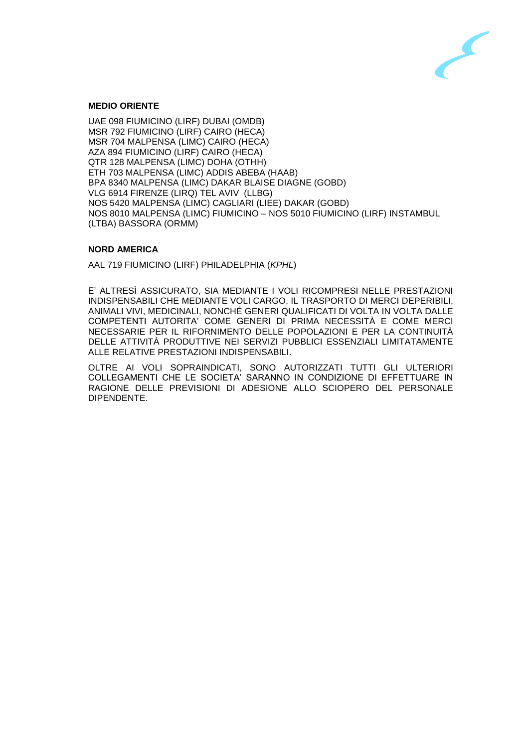**MEDIO ORIENTE**

UAE 098 FIUMICINO (LIRF) DUBAI (OMDB)
MSR 792 FIUMICINO (LIRF) CAIRO (HECA)
MSR 704 MALPENSA (LIMC) CAIRO (HECA)
AZA 894 FIUMICINO (LIRF) CAIRO (HECA)
QTR 128 MALPENSA (LIMC) DOHA (OTHH)
ETH 703 MALPENSA (LIMC) ADDIS ABEBA (HAAB)
BPA 8340 MALPENSA (LIMC) DAKAR BLAISE DIAGNE (GOBD)
VLG 6914 FIRENZE (LIRQ) TEL AVIV (LLBG)
NOS 5420 MALPENSA (LIMC) CAGLIARI (LIEE) DAKAR (GOBD)
NOS 8010 MALPENSA (LIMC) FIUMICINO – NOS 5010 FIUMICINO (LIRF) INSTAMBUL (LTBA) BASSORA (ORMM)

**NORD AMERICA**

AAL 719 FIUMICINO (LIRF) PHILADELPHIA (*KPHL*)

E' ALTRESÌ ASSICURATO, SIA MEDIANTE I VOLI RICOMPRESI NELLE PRESTAZIONI INDISPENSABILI CHE MEDIANTE VOLI CARGO, IL TRASPORTO DI MERCI DEPERIBILI, ANIMALI VIVI, MEDICINALI, NONCHÉ GENERI QUALIFICATI DI VOLTA IN VOLTA DALLE COMPETENTI AUTORITA' COME GENERI DI PRIMA NECESSITÀ E COME MERCI NECESSARIE PER IL RIFORNIMENTO DELLE POPOLAZIONI E PER LA CONTINUITÀ DELLE ATTIVITÀ PRODUTTIVE NEI SERVIZI PUBBLICI ESSENZIALI LIMITATAMENTE ALLE RELATIVE PRESTAZIONI INDISPENSABILI.

OLTRE AI VOLI SOPRAINDICATI, SONO AUTORIZZATI TUTTI GLI ULTERIORI COLLEGAMENTI CHE LE SOCIETA' SARANNO IN CONDIZIONE DI EFFETTUARE IN RAGIONE DELLE PREVISIONI DI ADESIONE ALLO SCIOPERO DEL PERSONALE DIPENDENTE.